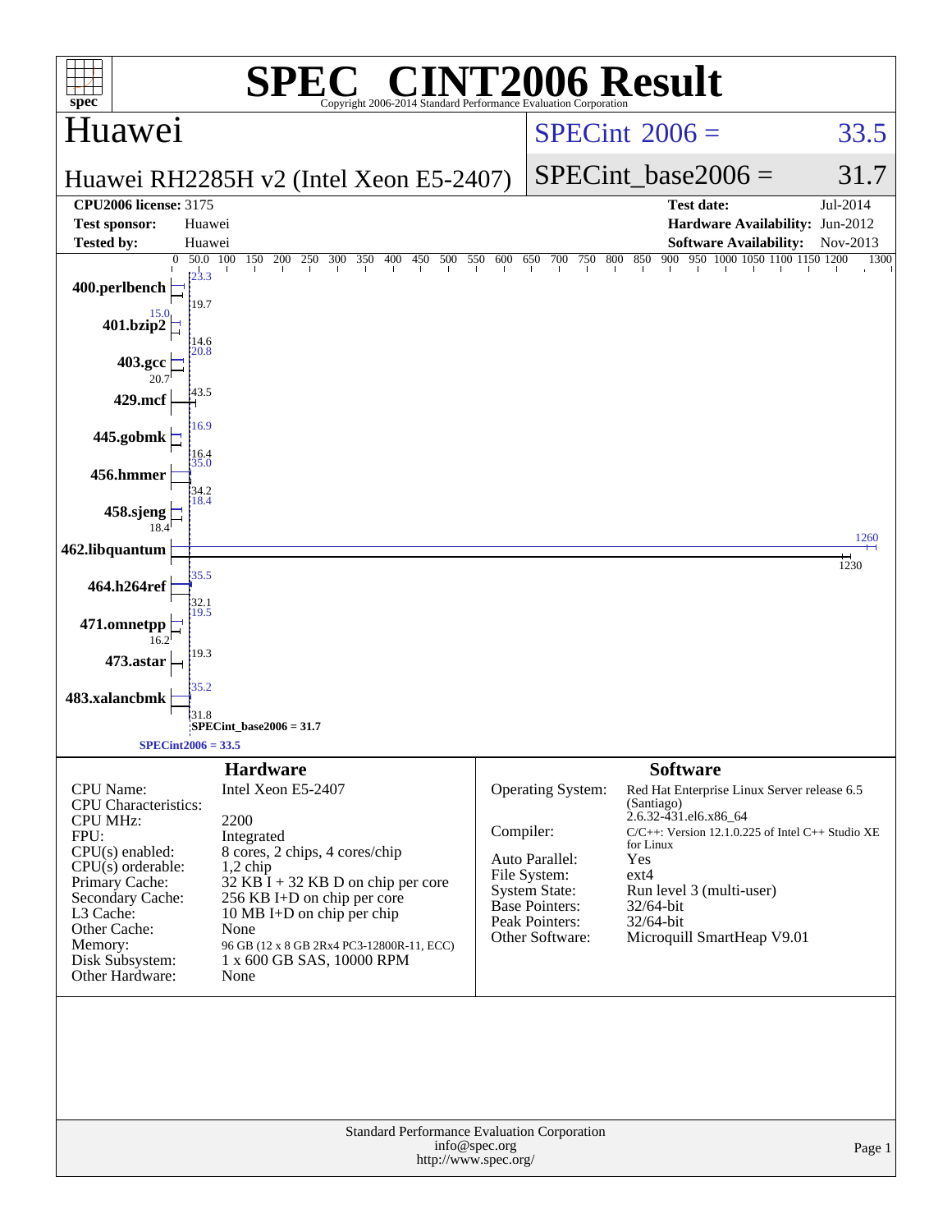# SPEC CINT2006 Result

Copyright 2006-2014 Standard Performance Evaluation Corporation

## Huawei

**Huawei RH2285H v2 (Intel Xeon E5-2407)**

SPECint 2006 = 33.5

SPECint_base2006 = 31.7

| | | | |
|---|---|---|---|
| **CPU2006 license:** 3175 | | **Test date:** | Jul-2014 |
| **Test sponsor:** | Huawei | **Hardware Availability:** | Jun-2012 |
| **Tested by:** | Huawei | **Software Availability:** | Nov-2013 |

| Benchmark | Base | Peak |
|---|---|---|
| 400.perlbench | 19.7 | 23.3 |
| 401.bzip2 | 14.6 | 15.0 |
| 403.gcc | 20.7 | 20.8 |
| 429.mcf | 43.5 | 43.5 |
| 445.gobmk | 16.4 | 16.9 |
| 456.hmmer | 34.2 | 35.0 |
| 458.sjeng | 18.4 | 18.4 |
| 462.libquantum | 1230 | 1260 |
| 464.h264ref | 32.1 | 35.5 |
| 471.omnetpp | 16.2 | 19.5 |
| 473.astar | 19.3 | 19.3 |
| 483.xalancbmk | 31.8 | 35.2 |

SPECint_base2006 = 31.7

SPECint2006 = 33.5

## Hardware

| | |
|---|---|
| CPU Name: | Intel Xeon E5-2407 |
| CPU Characteristics: | |
| CPU MHz: | 2200 |
| FPU: | Integrated |
| CPU(s) enabled: | 8 cores, 2 chips, 4 cores/chip |
| CPU(s) orderable: | 1,2 chip |
| Primary Cache: | 32 KB I + 32 KB D on chip per core |
| Secondary Cache: | 256 KB I+D on chip per core |
| L3 Cache: | 10 MB I+D on chip per chip |
| Other Cache: | None |
| Memory: | 96 GB (12 x 8 GB 2Rx4 PC3-12800R-11, ECC) |
| Disk Subsystem: | 1 x 600 GB SAS, 10000 RPM |
| Other Hardware: | None |

## Software

| | |
|---|---|
| Operating System: | Red Hat Enterprise Linux Server release 6.5 (Santiago) 2.6.32-431.el6.x86_64 |
| Compiler: | C/C++: Version 12.1.0.225 of Intel C++ Studio XE for Linux |
| Auto Parallel: | Yes |
| File System: | ext4 |
| System State: | Run level 3 (multi-user) |
| Base Pointers: | 32/64-bit |
| Peak Pointers: | 32/64-bit |
| Other Software: | Microquill SmartHeap V9.01 |

Standard Performance Evaluation Corporation
info@spec.org
http://www.spec.org/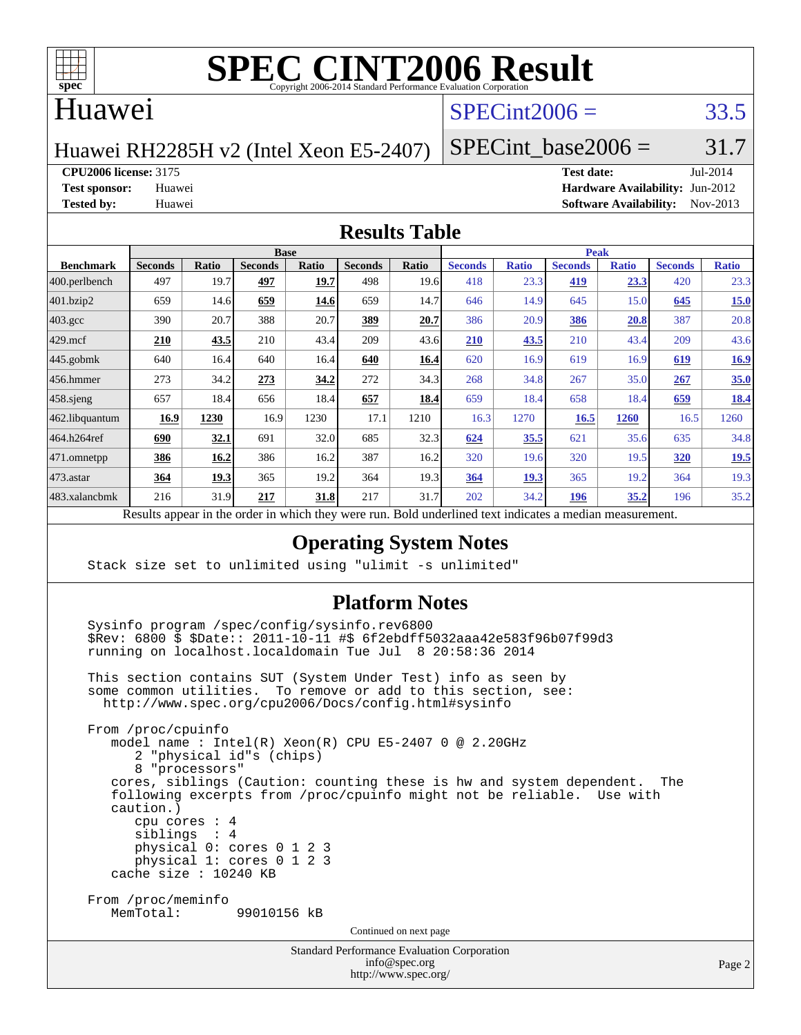# SPEC CINT2006 Result

Copyright 2006-2014 Standard Performance Evaluation Corporation

## Huawei

Huawei RH2285H v2 (Intel Xeon E5-2407)

SPECint2006 = 33.5

SPECint_base2006 = 31.7

**CPU2006 license:** 3175
**Test sponsor:** Huawei
**Tested by:** Huawei

**Test date:** Jul-2014
**Hardware Availability:** Jun-2012
**Software Availability:** Nov-2013

## Results Table

| Benchmark | Base | | | | | | Peak | | | | | |
|---|---|---|---|---|---|---|---|---|---|---|---|---|
| | Seconds | Ratio | Seconds | Ratio | Seconds | Ratio | Seconds | Ratio | Seconds | Ratio | Seconds | Ratio |
| 400.perlbench | 497 | 19.7 | **497** | **19.7** | 498 | 19.6 | 418 | 23.3 | **419** | **23.3** | 420 | 23.3 |
| 401.bzip2 | 659 | 14.6 | **659** | **14.6** | 659 | 14.7 | 646 | 14.9 | 645 | 15.0 | **645** | **15.0** |
| 403.gcc | 390 | 20.7 | 388 | 20.7 | **389** | **20.7** | 386 | 20.9 | **386** | **20.8** | 387 | 20.8 |
| 429.mcf | **210** | **43.5** | 210 | 43.4 | 209 | 43.6 | **210** | **43.5** | 210 | 43.4 | 209 | 43.6 |
| 445.gobmk | 640 | 16.4 | 640 | 16.4 | **640** | **16.4** | 620 | 16.9 | 619 | 16.9 | **619** | **16.9** |
| 456.hmmer | 273 | 34.2 | **273** | **34.2** | 272 | 34.3 | 268 | 34.8 | 267 | 35.0 | **267** | **35.0** |
| 458.sjeng | 657 | 18.4 | 656 | 18.4 | **657** | **18.4** | 659 | 18.4 | 658 | 18.4 | **659** | **18.4** |
| 462.libquantum | **16.9** | **1230** | 16.9 | 1230 | 17.1 | 1210 | 16.3 | 1270 | **16.5** | **1260** | 16.5 | 1260 |
| 464.h264ref | **690** | **32.1** | 691 | 32.0 | 685 | 32.3 | **624** | **35.5** | 621 | 35.6 | 635 | 34.8 |
| 471.omnetpp | **386** | **16.2** | 386 | 16.2 | 387 | 16.2 | 320 | 19.6 | 320 | 19.5 | **320** | **19.5** |
| 473.astar | **364** | **19.3** | 365 | 19.2 | 364 | 19.3 | **364** | **19.3** | 365 | 19.2 | 364 | 19.3 |
| 483.xalancbmk | 216 | 31.9 | **217** | **31.8** | 217 | 31.7 | 202 | 34.2 | **196** | **35.2** | 196 | 35.2 |

Results appear in the order in which they were run. Bold underlined text indicates a median measurement.

## Operating System Notes

```
Stack size set to unlimited using "ulimit -s unlimited"
```

## Platform Notes

```
Sysinfo program /spec/config/sysinfo.rev6800
$Rev: 6800 $ $Date:: 2011-10-11 #$ 6f2ebdff5032aaa42e583f96b07f99d3
running on localhost.localdomain Tue Jul  8 20:58:36 2014

This section contains SUT (System Under Test) info as seen by
some common utilities.  To remove or add to this section, see:
  http://www.spec.org/cpu2006/Docs/config.html#sysinfo

From /proc/cpuinfo
   model name : Intel(R) Xeon(R) CPU E5-2407 0 @ 2.20GHz
      2 "physical id"s (chips)
      8 "processors"
   cores, siblings (Caution: counting these is hw and system dependent.  The
   following excerpts from /proc/cpuinfo might not be reliable.  Use with
   caution.)
      cpu cores : 4
      siblings  : 4
      physical 0: cores 0 1 2 3
      physical 1: cores 0 1 2 3
   cache size : 10240 KB

From /proc/meminfo
   MemTotal:       99010156 kB
```

Continued on next page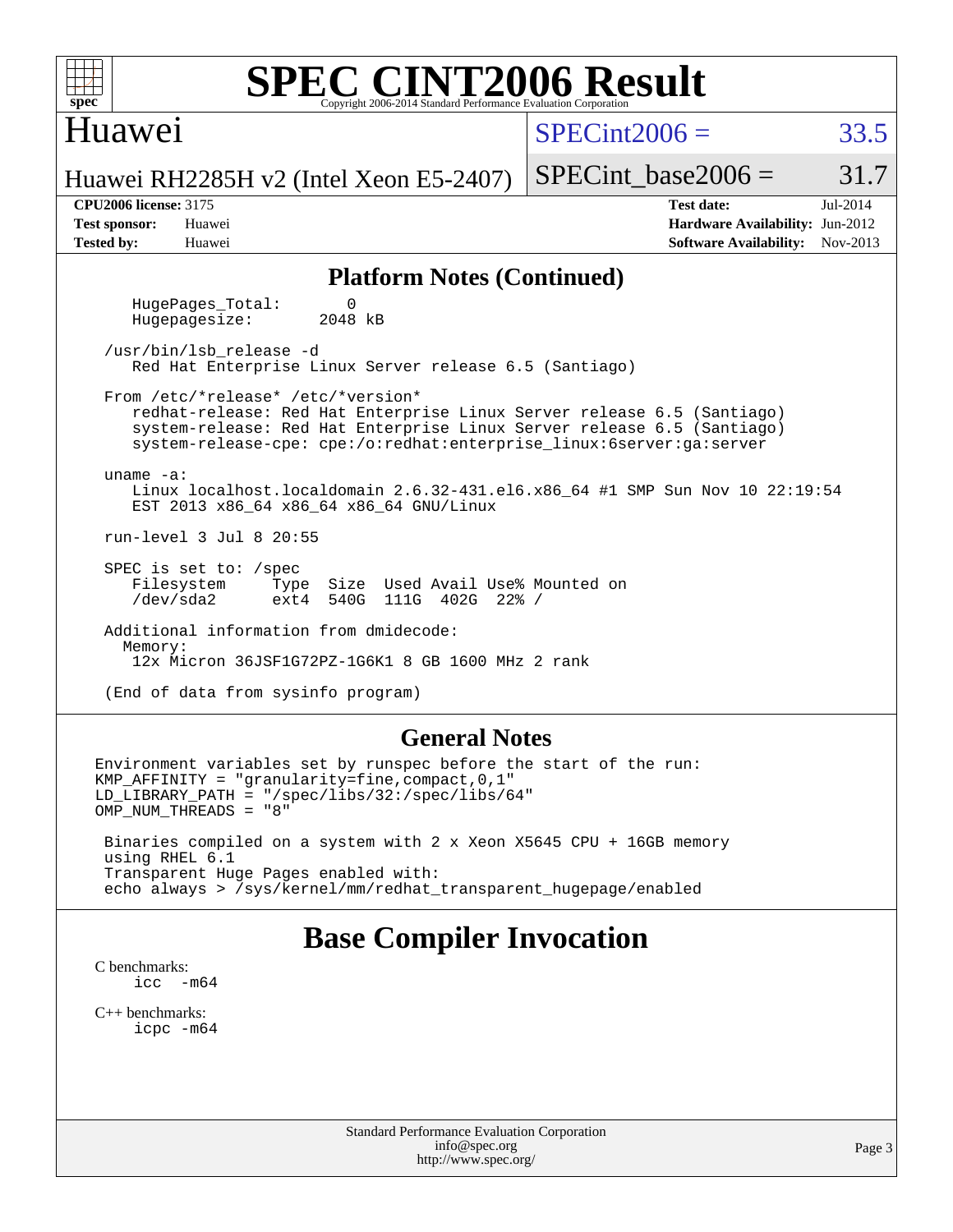# SPEC CINT2006 Result

Huawei

Huawei RH2285H v2 (Intel Xeon E5-2407)

SPECint2006 = 33.5

SPECint_base2006 = 31.7

**CPU2006 license:** 3175
**Test sponsor:** Huawei
**Tested by:** Huawei

**Test date:** Jul-2014
**Hardware Availability:** Jun-2012
**Software Availability:** Nov-2013

## Platform Notes (Continued)

```
    HugePages_Total:       0
    Hugepagesize:       2048 kB

 /usr/bin/lsb_release -d
    Red Hat Enterprise Linux Server release 6.5 (Santiago)

 From /etc/*release* /etc/*version*
    redhat-release: Red Hat Enterprise Linux Server release 6.5 (Santiago)
    system-release: Red Hat Enterprise Linux Server release 6.5 (Santiago)
    system-release-cpe: cpe:/o:redhat:enterprise_linux:6server:ga:server

 uname -a:
    Linux localhost.localdomain 2.6.32-431.el6.x86_64 #1 SMP Sun Nov 10 22:19:54
    EST 2013 x86_64 x86_64 x86_64 GNU/Linux

 run-level 3 Jul 8 20:55

 SPEC is set to: /spec
    Filesystem     Type  Size  Used Avail Use% Mounted on
    /dev/sda2      ext4  540G  111G  402G  22% /

 Additional information from dmidecode:
   Memory:
    12x Micron 36JSF1G72PZ-1G6K1 8 GB 1600 MHz 2 rank

 (End of data from sysinfo program)
```

## General Notes

```
Environment variables set by runspec before the start of the run:
KMP_AFFINITY = "granularity=fine,compact,0,1"
LD_LIBRARY_PATH = "/spec/libs/32:/spec/libs/64"
OMP_NUM_THREADS = "8"

 Binaries compiled on a system with 2 x Xeon X5645 CPU + 16GB memory
 using RHEL 6.1
 Transparent Huge Pages enabled with:
 echo always > /sys/kernel/mm/redhat_transparent_hugepage/enabled
```

# Base Compiler Invocation

C benchmarks:
    icc -m64

C++ benchmarks:
    icpc -m64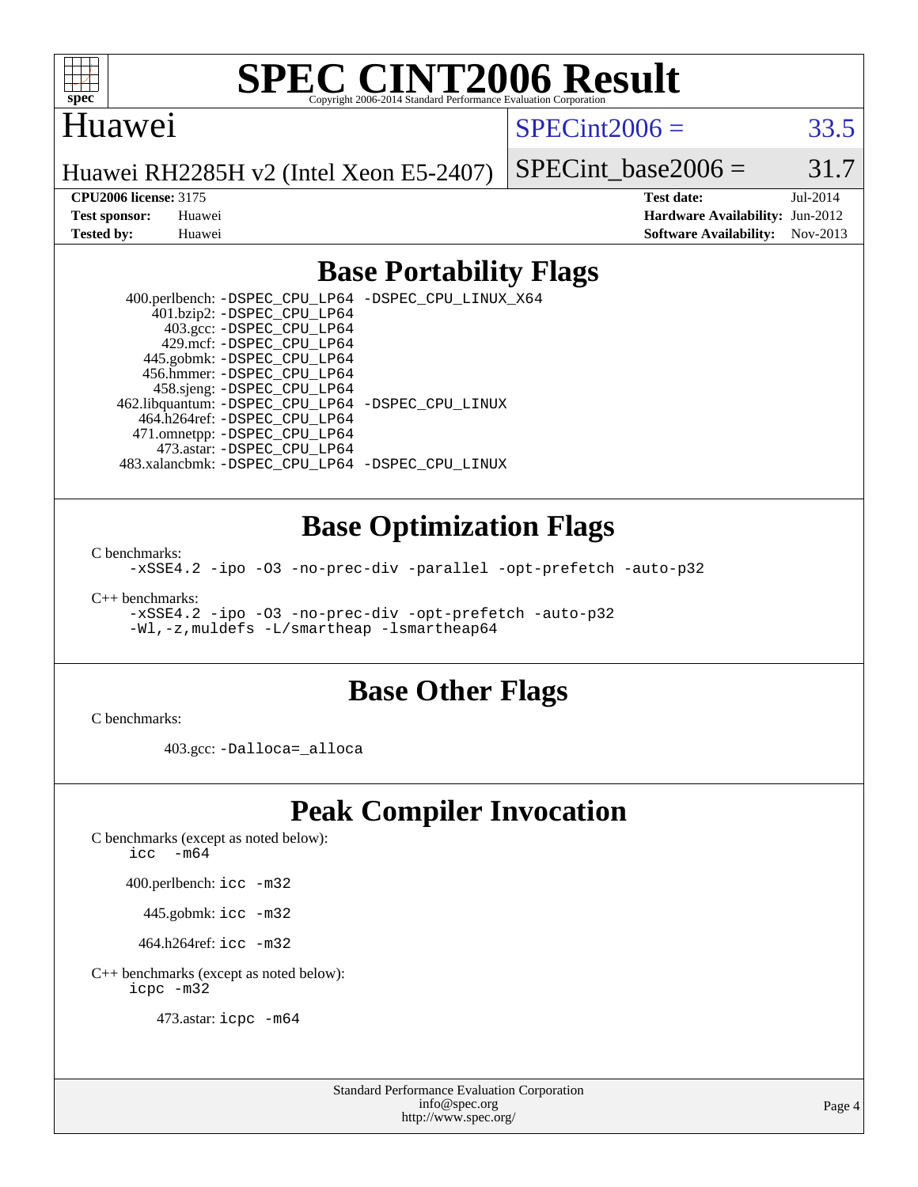# SPEC CINT2006 Result

Copyright 2006-2014 Standard Performance Evaluation Corporation

## Huawei

Huawei RH2285H v2 (Intel Xeon E5-2407)

SPECint2006 = 33.5

SPECint_base2006 = 31.7

**CPU2006 license:** 3175
**Test sponsor:** Huawei
**Tested by:** Huawei

**Test date:** Jul-2014
**Hardware Availability:** Jun-2012
**Software Availability:** Nov-2013

## Base Portability Flags

400.perlbench: `-DSPEC_CPU_LP64 -DSPEC_CPU_LINUX_X64`
401.bzip2: `-DSPEC_CPU_LP64`
403.gcc: `-DSPEC_CPU_LP64`
429.mcf: `-DSPEC_CPU_LP64`
445.gobmk: `-DSPEC_CPU_LP64`
456.hmmer: `-DSPEC_CPU_LP64`
458.sjeng: `-DSPEC_CPU_LP64`
462.libquantum: `-DSPEC_CPU_LP64 -DSPEC_CPU_LINUX`
464.h264ref: `-DSPEC_CPU_LP64`
471.omnetpp: `-DSPEC_CPU_LP64`
473.astar: `-DSPEC_CPU_LP64`
483.xalancbmk: `-DSPEC_CPU_LP64 -DSPEC_CPU_LINUX`

## Base Optimization Flags

C benchmarks:
`-xSSE4.2 -ipo -O3 -no-prec-div -parallel -opt-prefetch -auto-p32`

C++ benchmarks:
`-xSSE4.2 -ipo -O3 -no-prec-div -opt-prefetch -auto-p32`
`-Wl,-z,muldefs -L/smartheap -lsmartheap64`

## Base Other Flags

C benchmarks:

403.gcc: `-Dalloca=_alloca`

## Peak Compiler Invocation

C benchmarks (except as noted below):
`icc -m64`

400.perlbench: `icc -m32`

445.gobmk: `icc -m32`

464.h264ref: `icc -m32`

C++ benchmarks (except as noted below):
`icpc -m32`

473.astar: `icpc -m64`

Standard Performance Evaluation Corporation
info@spec.org
http://www.spec.org/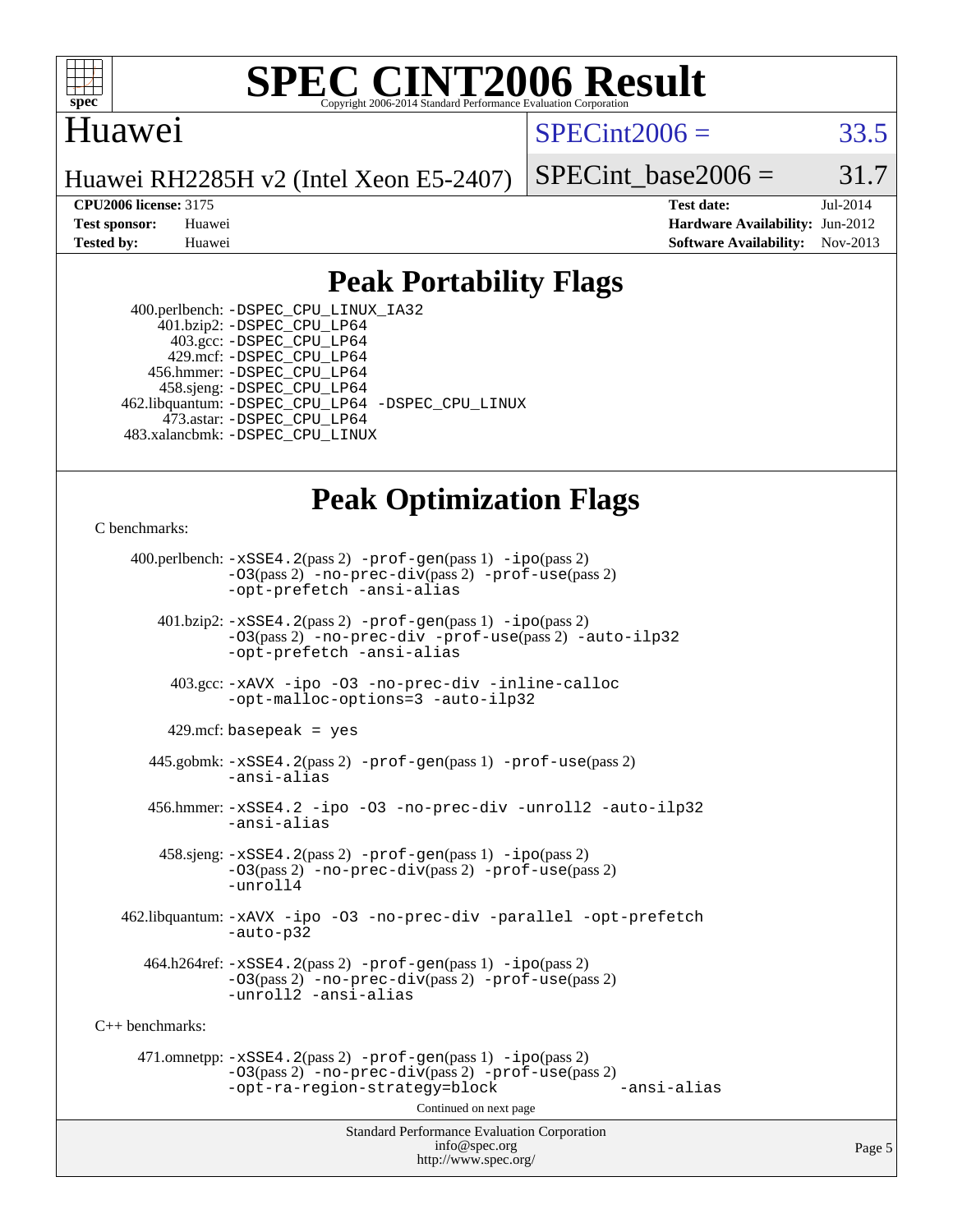# SPEC CINT2006 Result

Copyright 2006-2014 Standard Performance Evaluation Corporation

## Huawei

Huawei RH2285H v2 (Intel Xeon E5-2407)

SPECint2006 = 33.5

SPECint_base2006 = 31.7

| | | | |
|---|---|---|---|
| **CPU2006 license:** | 3175 | **Test date:** | Jul-2014 |
| **Test sponsor:** | Huawei | **Hardware Availability:** | Jun-2012 |
| **Tested by:** | Huawei | **Software Availability:** | Nov-2013 |

## Peak Portability Flags

400.perlbench: -DSPEC_CPU_LINUX_IA32
401.bzip2: -DSPEC_CPU_LP64
403.gcc: -DSPEC_CPU_LP64
429.mcf: -DSPEC_CPU_LP64
456.hmmer: -DSPEC_CPU_LP64
458.sjeng: -DSPEC_CPU_LP64
462.libquantum: -DSPEC_CPU_LP64 -DSPEC_CPU_LINUX
473.astar: -DSPEC_CPU_LP64
483.xalancbmk: -DSPEC_CPU_LINUX

## Peak Optimization Flags

C benchmarks:

400.perlbench: -xSSE4.2(pass 2) -prof-gen(pass 1) -ipo(pass 2) -O3(pass 2) -no-prec-div(pass 2) -prof-use(pass 2) -opt-prefetch -ansi-alias

401.bzip2: -xSSE4.2(pass 2) -prof-gen(pass 1) -ipo(pass 2) -O3(pass 2) -no-prec-div -prof-use(pass 2) -auto-ilp32 -opt-prefetch -ansi-alias

403.gcc: -xAVX -ipo -O3 -no-prec-div -inline-calloc -opt-malloc-options=3 -auto-ilp32

429.mcf: basepeak = yes

445.gobmk: -xSSE4.2(pass 2) -prof-gen(pass 1) -prof-use(pass 2) -ansi-alias

456.hmmer: -xSSE4.2 -ipo -O3 -no-prec-div -unroll2 -auto-ilp32 -ansi-alias

458.sjeng: -xSSE4.2(pass 2) -prof-gen(pass 1) -ipo(pass 2) -O3(pass 2) -no-prec-div(pass 2) -prof-use(pass 2) -unroll4

462.libquantum: -xAVX -ipo -O3 -no-prec-div -parallel -opt-prefetch -auto-p32

464.h264ref: -xSSE4.2(pass 2) -prof-gen(pass 1) -ipo(pass 2) -O3(pass 2) -no-prec-div(pass 2) -prof-use(pass 2) -unroll2 -ansi-alias

C++ benchmarks:

471.omnetpp: -xSSE4.2(pass 2) -prof-gen(pass 1) -ipo(pass 2) -O3(pass 2) -no-prec-div(pass 2) -prof-use(pass 2) -opt-ra-region-strategy=block -ansi-alias

Continued on next page

Standard Performance Evaluation Corporation
info@spec.org
http://www.spec.org/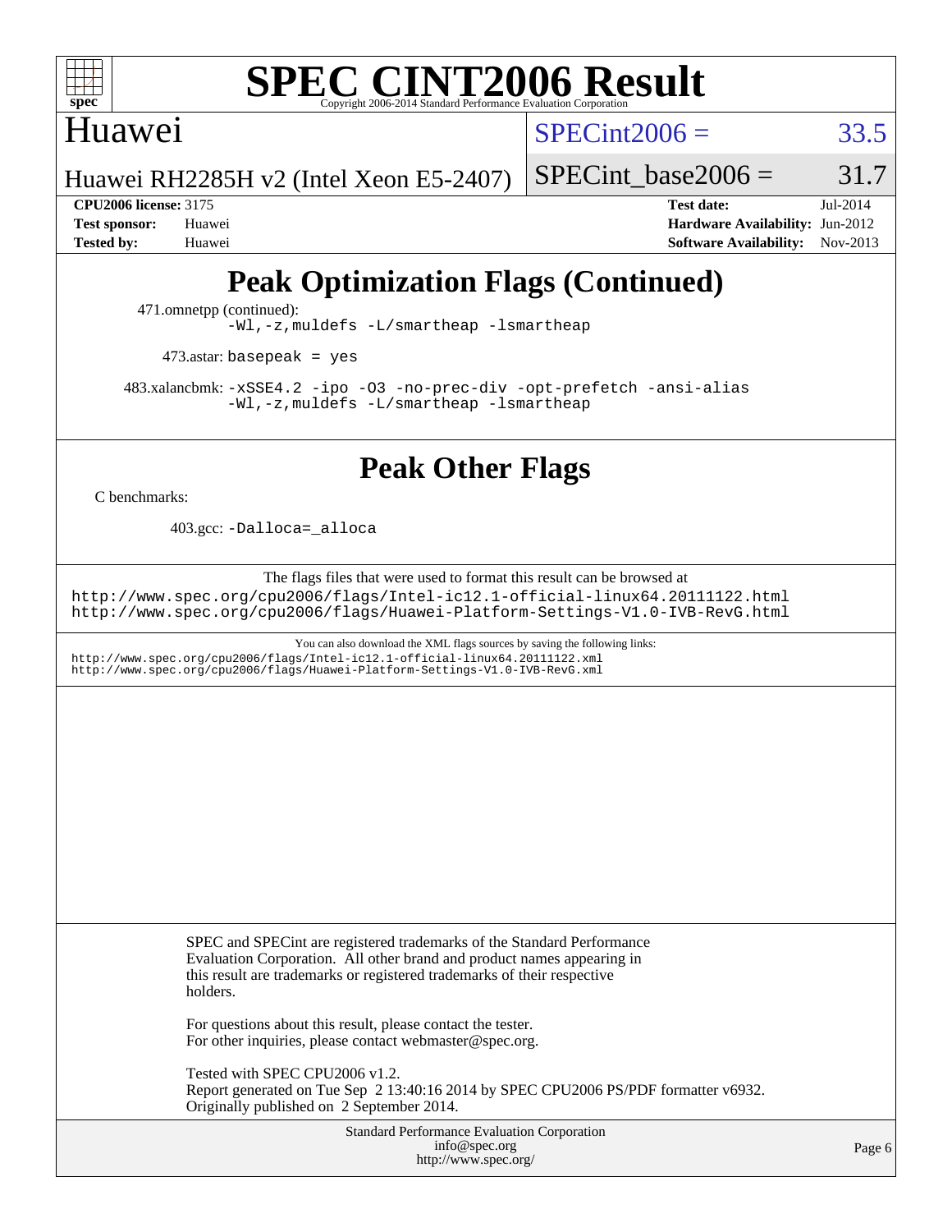# Peak Optimization Flags (Continued)

471.omnetpp (continued):
-Wl,-z,muldefs -L/smartheap -lsmartheap

473.astar: basepeak = yes

483.xalancbmk: -xSSE4.2 -ipo -O3 -no-prec-div -opt-prefetch -ansi-alias
-Wl,-z,muldefs -L/smartheap -lsmartheap

# Peak Other Flags

C benchmarks:

403.gcc: -Dalloca=_alloca

The flags files that were used to format this result can be browsed at
http://www.spec.org/cpu2006/flags/Intel-ic12.1-official-linux64.20111122.html
http://www.spec.org/cpu2006/flags/Huawei-Platform-Settings-V1.0-IVB-RevG.html

You can also download the XML flags sources by saving the following links:
http://www.spec.org/cpu2006/flags/Intel-ic12.1-official-linux64.20111122.xml
http://www.spec.org/cpu2006/flags/Huawei-Platform-Settings-V1.0-IVB-RevG.xml

SPEC and SPECint are registered trademarks of the Standard Performance Evaluation Corporation. All other brand and product names appearing in this result are trademarks or registered trademarks of their respective holders.

For questions about this result, please contact the tester.
For other inquiries, please contact webmaster@spec.org.

Tested with SPEC CPU2006 v1.2.
Report generated on Tue Sep 2 13:40:16 2014 by SPEC CPU2006 PS/PDF formatter v6932.
Originally published on 2 September 2014.